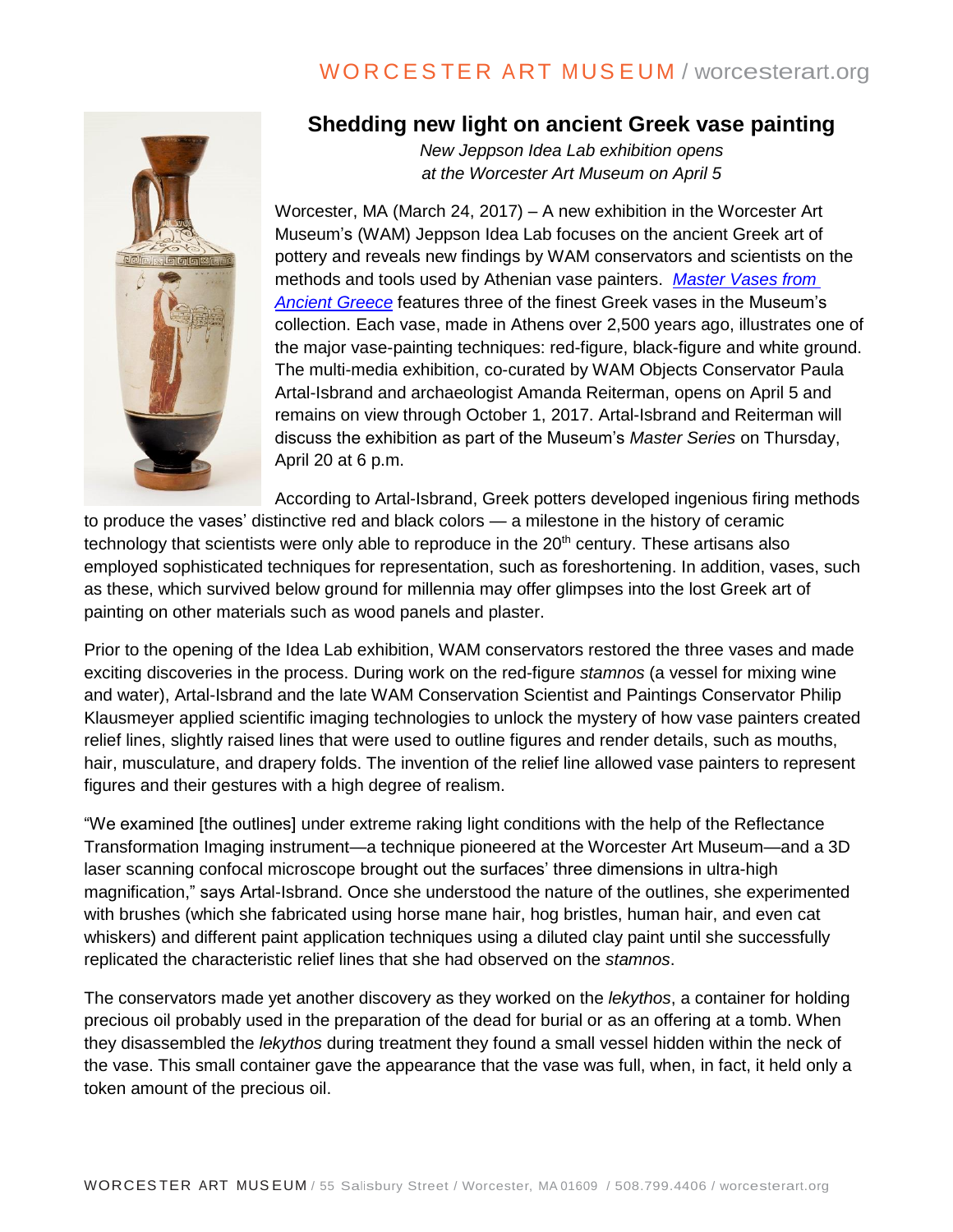# Shedding new light on ancient Greek vase painting

*New Jeppson Idea Lab exhibition opens at the Worcester Art Museum on April 5*

Worcester, MA (March 24, 2017) – A new exhibition in the Worcester Art Museum's (WAM) Jeppson Idea Lab focuses on the ancient Greek art of pottery and reveals new findings by WAM conservators and scientists on the methods and tools used by Athenian vase painters. *Master Vases from Ancient Greece* features three of the finest Greek vases in the Museum's collection. Each vase, made in Athens over 2,500 years ago, illustrates one of the major vase-painting techniques: red-figure, black-figure and white ground. The multi-media exhibition, co-curated by WAM Objects Conservator Paula Artal-Isbrand and archaeologist Amanda Reiterman, opens on April 5 and remains on view through October 1, 2017. Artal-Isbrand and Reiterman will discuss the exhibition as part of the Museum's *Master Series* on Thursday, April 20 at 6 p.m.

According to Artal-Isbrand, Greek potters developed ingenious firing methods to produce the vases' distinctive red and black colors — a milestone in the history of ceramic technology that scientists were only able to reproduce in the 20th century. These artisans also employed sophisticated techniques for representation, such as foreshortening. In addition, vases, such as these, which survived below ground for millennia may offer glimpses into the lost Greek art of painting on other materials such as wood panels and plaster.

Prior to the opening of the Idea Lab exhibition, WAM conservators restored the three vases and made exciting discoveries in the process. During work on the red-figure *stamnos* (a vessel for mixing wine and water), Artal-Isbrand and the late WAM Conservation Scientist and Paintings Conservator Philip Klausmeyer applied scientific imaging technologies to unlock the mystery of how vase painters created relief lines, slightly raised lines that were used to outline figures and render details, such as mouths, hair, musculature, and drapery folds. The invention of the relief line allowed vase painters to represent figures and their gestures with a high degree of realism.

"We examined [the outlines] under extreme raking light conditions with the help of the Reflectance Transformation Imaging instrument—a technique pioneered at the Worcester Art Museum—and a 3D laser scanning confocal microscope brought out the surfaces' three dimensions in ultra-high magnification," says Artal-Isbrand. Once she understood the nature of the outlines, she experimented with brushes (which she fabricated using horse mane hair, hog bristles, human hair, and even cat whiskers) and different paint application techniques using a diluted clay paint until she successfully replicated the characteristic relief lines that she had observed on the *stamnos*.

The conservators made yet another discovery as they worked on the *lekythos*, a container for holding precious oil probably used in the preparation of the dead for burial or as an offering at a tomb. When they disassembled the *lekythos* during treatment they found a small vessel hidden within the neck of the vase. This small container gave the appearance that the vase was full, when, in fact, it held only a token amount of the precious oil.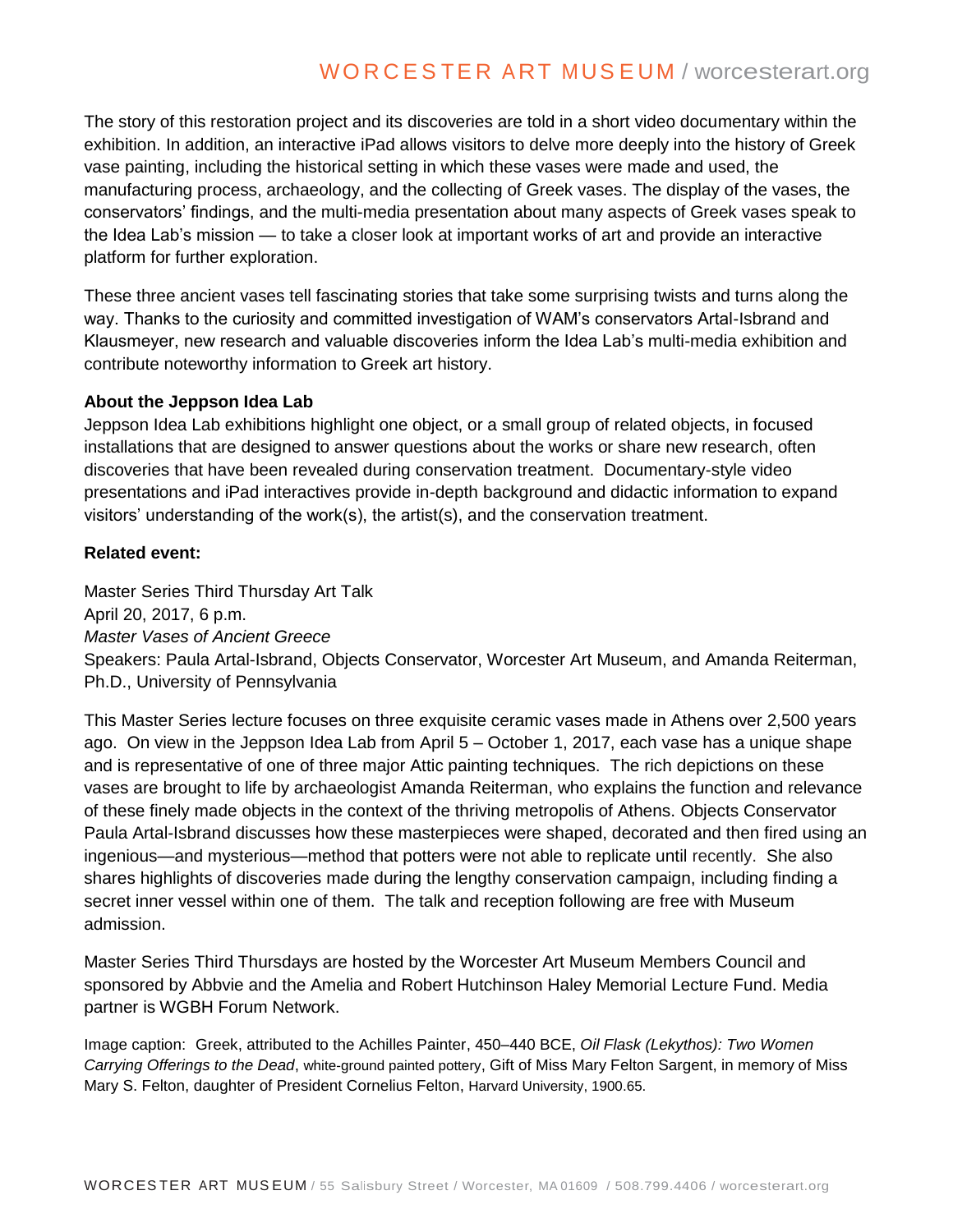The story of this restoration project and its discoveries are told in a short video documentary within the exhibition. In addition, an interactive iPad allows visitors to delve more deeply into the history of Greek vase painting, including the historical setting in which these vases were made and used, the manufacturing process, archaeology, and the collecting of Greek vases. The display of the vases, the conservators' findings, and the multi-media presentation about many aspects of Greek vases speak to the Idea Lab's mission — to take a closer look at important works of art and provide an interactive platform for further exploration.

These three ancient vases tell fascinating stories that take some surprising twists and turns along the way. Thanks to the curiosity and committed investigation of WAM's conservators Artal-Isbrand and Klausmeyer, new research and valuable discoveries inform the Idea Lab's multi-media exhibition and contribute noteworthy information to Greek art history.

**About the Jeppson Idea Lab**

Jeppson Idea Lab exhibitions highlight one object, or a small group of related objects, in focused installations that are designed to answer questions about the works or share new research, often discoveries that have been revealed during conservation treatment. Documentary-style video presentations and iPad interactives provide in-depth background and didactic information to expand visitors' understanding of the work(s), the artist(s), and the conservation treatment.

**Related event:**

Master Series Third Thursday Art Talk
April 20, 2017, 6 p.m.
*Master Vases of Ancient Greece*
Speakers: Paula Artal-Isbrand, Objects Conservator, Worcester Art Museum, and Amanda Reiterman, Ph.D., University of Pennsylvania

This Master Series lecture focuses on three exquisite ceramic vases made in Athens over 2,500 years ago. On view in the Jeppson Idea Lab from April 5 – October 1, 2017, each vase has a unique shape and is representative of one of three major Attic painting techniques. The rich depictions on these vases are brought to life by archaeologist Amanda Reiterman, who explains the function and relevance of these finely made objects in the context of the thriving metropolis of Athens. Objects Conservator Paula Artal-Isbrand discusses how these masterpieces were shaped, decorated and then fired using an ingenious—and mysterious—method that potters were not able to replicate until recently. She also shares highlights of discoveries made during the lengthy conservation campaign, including finding a secret inner vessel within one of them. The talk and reception following are free with Museum admission.

Master Series Third Thursdays are hosted by the Worcester Art Museum Members Council and sponsored by Abbvie and the Amelia and Robert Hutchinson Haley Memorial Lecture Fund. Media partner is WGBH Forum Network.

Image caption: Greek, attributed to the Achilles Painter, 450–440 BCE, *Oil Flask (Lekythos): Two Women Carrying Offerings to the Dead*, white-ground painted pottery, Gift of Miss Mary Felton Sargent, in memory of Miss Mary S. Felton, daughter of President Cornelius Felton, Harvard University, 1900.65.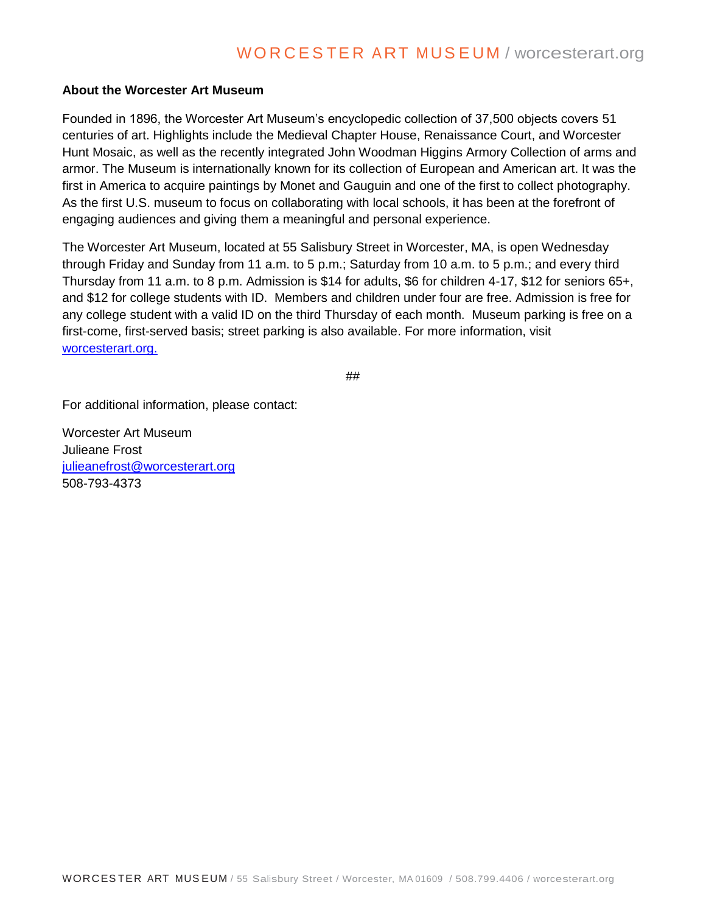**About the Worcester Art Museum**

Founded in 1896, the Worcester Art Museum's encyclopedic collection of 37,500 objects covers 51 centuries of art. Highlights include the Medieval Chapter House, Renaissance Court, and Worcester Hunt Mosaic, as well as the recently integrated John Woodman Higgins Armory Collection of arms and armor. The Museum is internationally known for its collection of European and American art. It was the first in America to acquire paintings by Monet and Gauguin and one of the first to collect photography. As the first U.S. museum to focus on collaborating with local schools, it has been at the forefront of engaging audiences and giving them a meaningful and personal experience.

The Worcester Art Museum, located at 55 Salisbury Street in Worcester, MA, is open Wednesday through Friday and Sunday from 11 a.m. to 5 p.m.; Saturday from 10 a.m. to 5 p.m.; and every third Thursday from 11 a.m. to 8 p.m. Admission is $14 for adults, $6 for children 4-17, $12 for seniors 65+, and $12 for college students with ID. Members and children under four are free. Admission is free for any college student with a valid ID on the third Thursday of each month. Museum parking is free on a first-come, first-served basis; street parking is also available. For more information, visit [worcesterart.org.](worcesterart.org)

##

For additional information, please contact:

Worcester Art Museum
Julieane Frost
[julieanefrost@worcesterart.org](mailto:julieanefrost@worcesterart.org)
508-793-4373